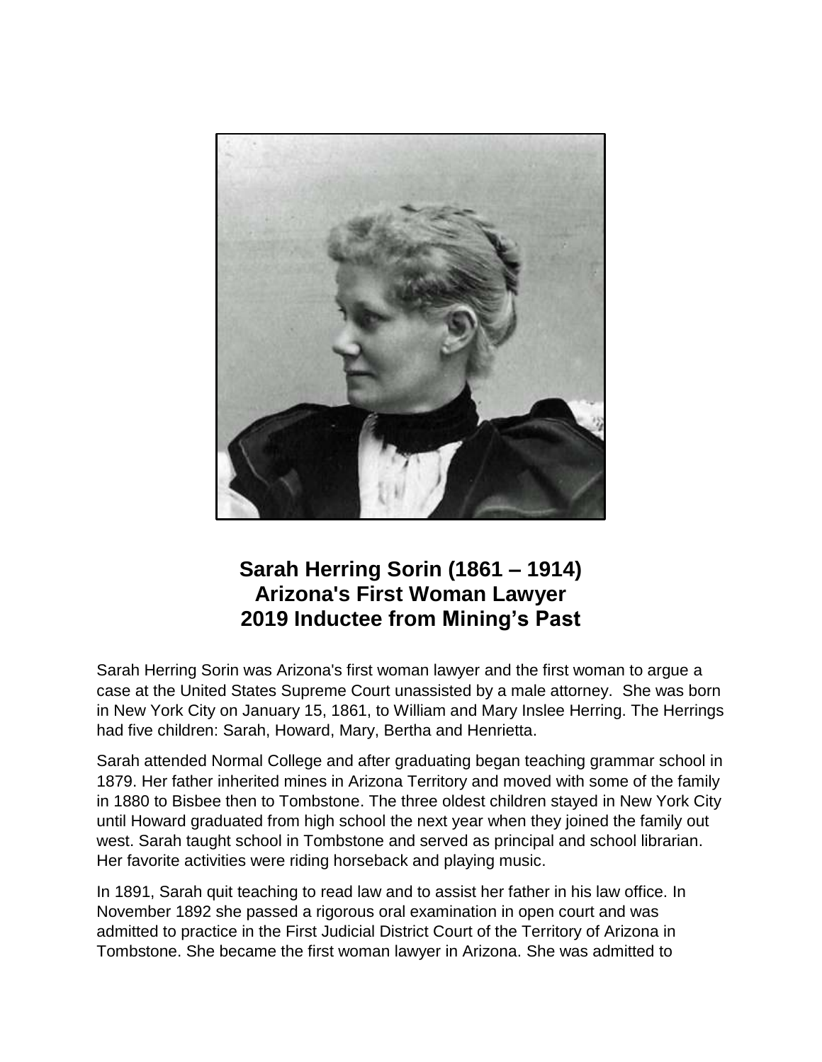# Sarah Herring Sorin (1861 – 1914)
# Arizona's First Woman Lawyer
# 2019 Inductee from Mining's Past

Sarah Herring Sorin was Arizona's first woman lawyer and the first woman to argue a case at the United States Supreme Court unassisted by a male attorney. She was born in New York City on January 15, 1861, to William and Mary Inslee Herring. The Herrings had five children: Sarah, Howard, Mary, Bertha and Henrietta.

Sarah attended Normal College and after graduating began teaching grammar school in 1879. Her father inherited mines in Arizona Territory and moved with some of the family in 1880 to Bisbee then to Tombstone. The three oldest children stayed in New York City until Howard graduated from high school the next year when they joined the family out west. Sarah taught school in Tombstone and served as principal and school librarian. Her favorite activities were riding horseback and playing music.

In 1891, Sarah quit teaching to read law and to assist her father in his law office. In November 1892 she passed a rigorous oral examination in open court and was admitted to practice in the First Judicial District Court of the Territory of Arizona in Tombstone. She became the first woman lawyer in Arizona. She was admitted to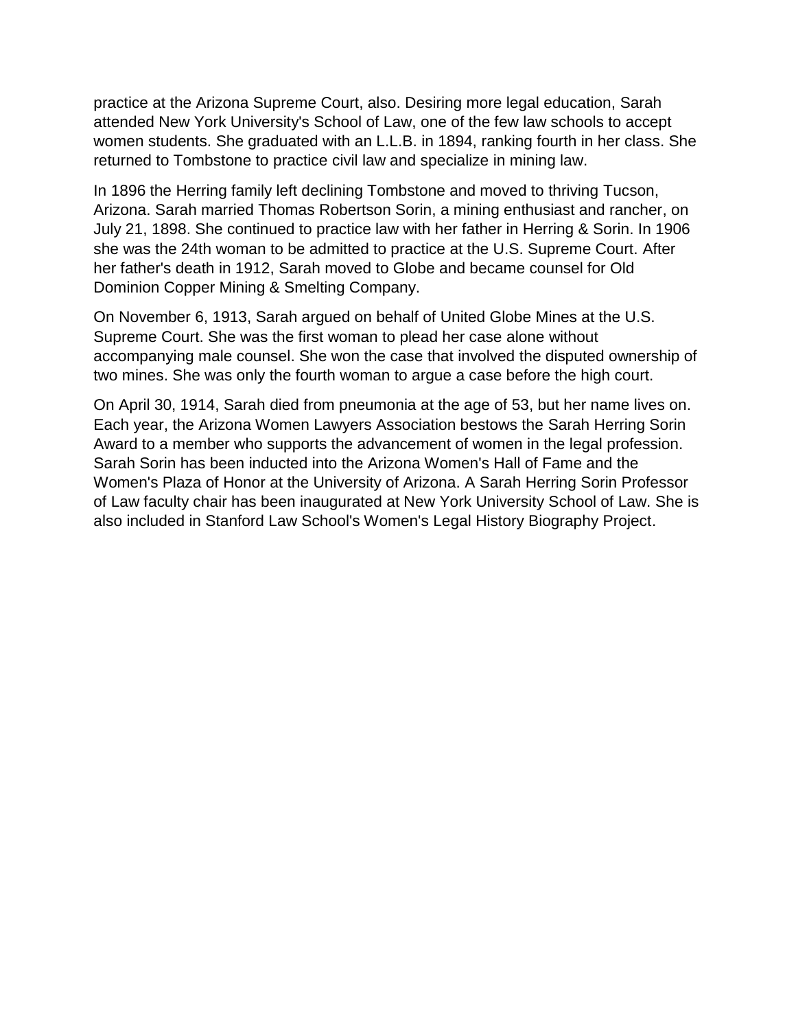practice at the Arizona Supreme Court, also. Desiring more legal education, Sarah attended New York University's School of Law, one of the few law schools to accept women students. She graduated with an L.L.B. in 1894, ranking fourth in her class. She returned to Tombstone to practice civil law and specialize in mining law.

In 1896 the Herring family left declining Tombstone and moved to thriving Tucson, Arizona. Sarah married Thomas Robertson Sorin, a mining enthusiast and rancher, on July 21, 1898. She continued to practice law with her father in Herring & Sorin. In 1906 she was the 24th woman to be admitted to practice at the U.S. Supreme Court. After her father's death in 1912, Sarah moved to Globe and became counsel for Old Dominion Copper Mining & Smelting Company.

On November 6, 1913, Sarah argued on behalf of United Globe Mines at the U.S. Supreme Court. She was the first woman to plead her case alone without accompanying male counsel. She won the case that involved the disputed ownership of two mines. She was only the fourth woman to argue a case before the high court.

On April 30, 1914, Sarah died from pneumonia at the age of 53, but her name lives on. Each year, the Arizona Women Lawyers Association bestows the Sarah Herring Sorin Award to a member who supports the advancement of women in the legal profession. Sarah Sorin has been inducted into the Arizona Women's Hall of Fame and the Women's Plaza of Honor at the University of Arizona. A Sarah Herring Sorin Professor of Law faculty chair has been inaugurated at New York University School of Law. She is also included in Stanford Law School's Women's Legal History Biography Project.